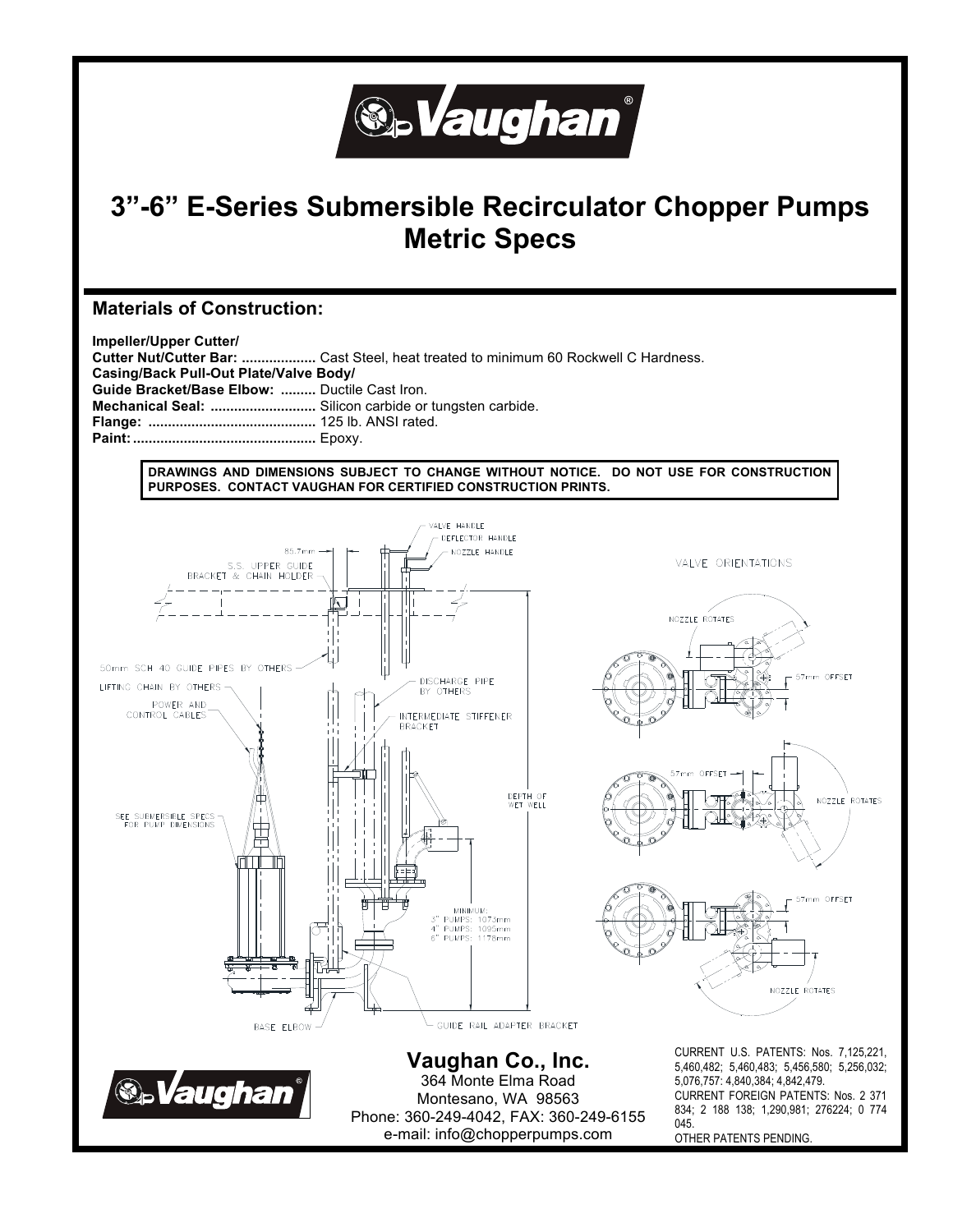# 3”-6” E-Series Submersible Recirculator Chopper Pumps Metric Specs

## Materials of Construction:

**Impeller/Upper Cutter/**
**Cutter Nut/Cutter Bar: ...................** Cast Steel, heat treated to minimum 60 Rockwell C Hardness.
**Casing/Back Pull-Out Plate/Valve Body/**
**Guide Bracket/Base Elbow: .........** Ductile Cast Iron.
**Mechanical Seal: ..........................** Silicon carbide or tungsten carbide.
**Flange: ..........................................** 125 lb. ANSI rated.
**Paint: .............................................** Epoxy.

**DRAWINGS AND DIMENSIONS SUBJECT TO CHANGE WITHOUT NOTICE. DO NOT USE FOR CONSTRUCTION PURPOSES. CONTACT VAUGHAN FOR CERTIFIED CONSTRUCTION PRINTS.**

VALVE HANDLE
DEFLECTOR HANDLE
NOZZLE HANDLE
85.7mm
S.S. UPPER GUIDE BRACKET & CHAIN HOLDER
50mm SCH 40 GUIDE PIPES BY OTHERS
LIFTING CHAIN BY OTHERS
POWER AND CONTROL CABLES
DISCHARGE PIPE BY OTHERS
INTERMEDIATE STIFFENER BRACKET
DEPTH OF WET WELL
SEE SUBMERSIBLE SPECS FOR PUMP DIMENSIONS
MINIMUM:
3" PUMPS: 1073mm
4" PUMPS: 1095mm
6" PUMPS: 1178mm
BASE ELBOW
GUIDE RAIL ADAPTER BRACKET

VALVE ORIENTATIONS
NOZZLE ROTATES
57mm OFFSET
57mm OFFSET
NOZZLE ROTATES
57mm OFFSET
NOZZLE ROTATES

**Vaughan Co., Inc.**
364 Monte Elma Road
Montesano, WA 98563
Phone: 360-249-4042, FAX: 360-249-6155
e-mail: info@chopperpumps.com

CURRENT U.S. PATENTS: Nos. 7,125,221, 5,460,482; 5,460,483; 5,456,580; 5,256,032; 5,076,757: 4,840,384; 4,842,479.
CURRENT FOREIGN PATENTS: Nos. 2 371 834; 2 188 138; 1,290,981; 276224; 0 774 045.
OTHER PATENTS PENDING.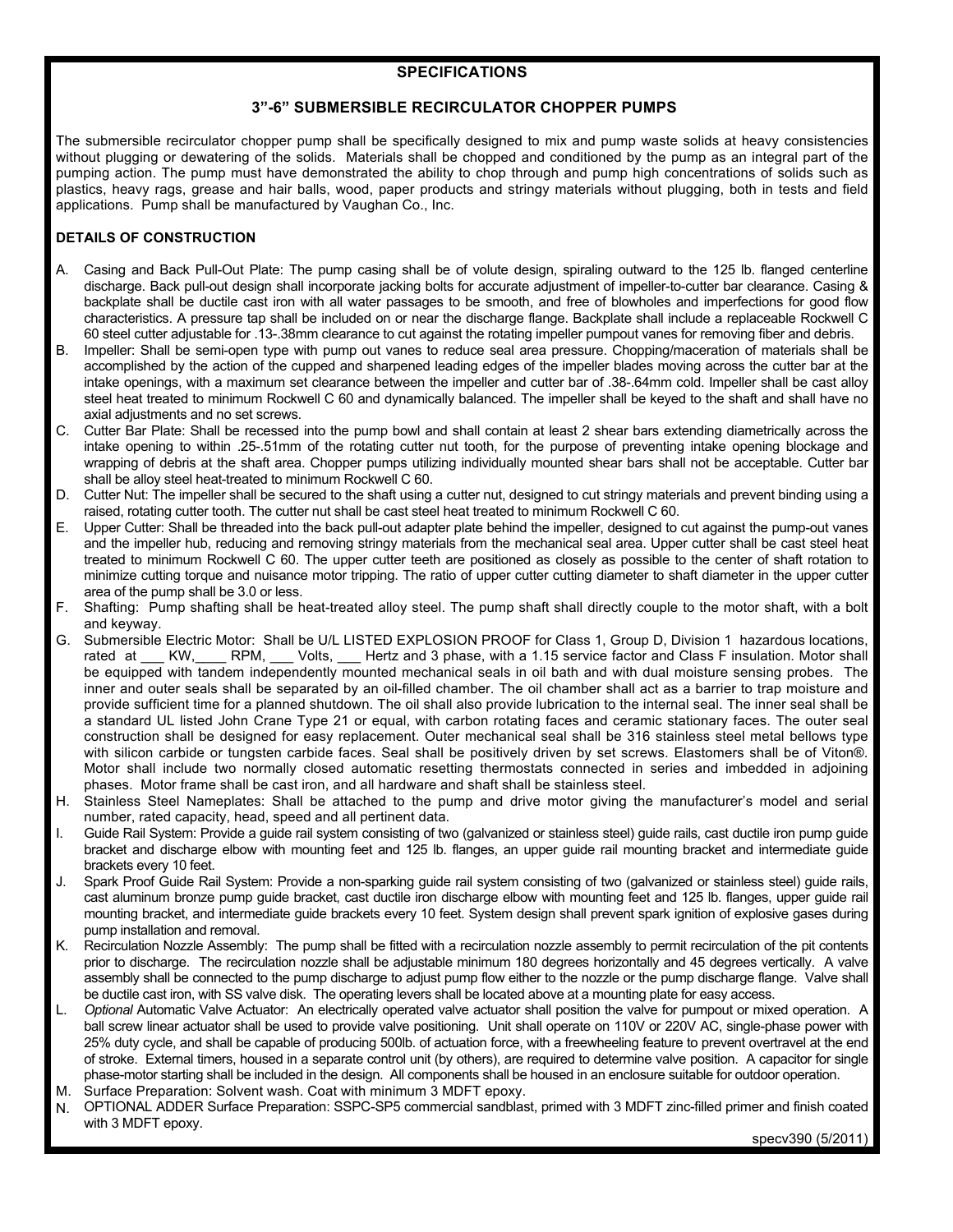## SPECIFICATIONS

### 3"-6" SUBMERSIBLE RECIRCULATOR CHOPPER PUMPS

The submersible recirculator chopper pump shall be specifically designed to mix and pump waste solids at heavy consistencies without plugging or dewatering of the solids. Materials shall be chopped and conditioned by the pump as an integral part of the pumping action. The pump must have demonstrated the ability to chop through and pump high concentrations of solids such as plastics, heavy rags, grease and hair balls, wood, paper products and stringy materials without plugging, both in tests and field applications. Pump shall be manufactured by Vaughan Co., Inc.

**DETAILS OF CONSTRUCTION**

A. Casing and Back Pull-Out Plate: The pump casing shall be of volute design, spiraling outward to the 125 lb. flanged centerline discharge. Back pull-out design shall incorporate jacking bolts for accurate adjustment of impeller-to-cutter bar clearance. Casing & backplate shall be ductile cast iron with all water passages to be smooth, and free of blowholes and imperfections for good flow characteristics. A pressure tap shall be included on or near the discharge flange. Backplate shall include a replaceable Rockwell C 60 steel cutter adjustable for .13-.38mm clearance to cut against the rotating impeller pumpout vanes for removing fiber and debris.

B. Impeller: Shall be semi-open type with pump out vanes to reduce seal area pressure. Chopping/maceration of materials shall be accomplished by the action of the cupped and sharpened leading edges of the impeller blades moving across the cutter bar at the intake openings, with a maximum set clearance between the impeller and cutter bar of .38-.64mm cold. Impeller shall be cast alloy steel heat treated to minimum Rockwell C 60 and dynamically balanced. The impeller shall be keyed to the shaft and shall have no axial adjustments and no set screws.

C. Cutter Bar Plate: Shall be recessed into the pump bowl and shall contain at least 2 shear bars extending diametrically across the intake opening to within .25-.51mm of the rotating cutter nut tooth, for the purpose of preventing intake opening blockage and wrapping of debris at the shaft area. Chopper pumps utilizing individually mounted shear bars shall not be acceptable. Cutter bar shall be alloy steel heat-treated to minimum Rockwell C 60.

D. Cutter Nut: The impeller shall be secured to the shaft using a cutter nut, designed to cut stringy materials and prevent binding using a raised, rotating cutter tooth. The cutter nut shall be cast steel heat treated to minimum Rockwell C 60.

E. Upper Cutter: Shall be threaded into the back pull-out adapter plate behind the impeller, designed to cut against the pump-out vanes and the impeller hub, reducing and removing stringy materials from the mechanical seal area. Upper cutter shall be cast steel heat treated to minimum Rockwell C 60. The upper cutter teeth are positioned as closely as possible to the center of shaft rotation to minimize cutting torque and nuisance motor tripping. The ratio of upper cutter cutting diameter to shaft diameter in the upper cutter area of the pump shall be 3.0 or less.

F. Shafting: Pump shafting shall be heat-treated alloy steel. The pump shaft shall directly couple to the motor shaft, with a bolt and keyway.

G. Submersible Electric Motor: Shall be U/L LISTED EXPLOSION PROOF for Class 1, Group D, Division 1 hazardous locations, rated at ___ KW,____ RPM, ___ Volts, ___ Hertz and 3 phase, with a 1.15 service factor and Class F insulation. Motor shall be equipped with tandem independently mounted mechanical seals in oil bath and with dual moisture sensing probes. The inner and outer seals shall be separated by an oil-filled chamber. The oil chamber shall act as a barrier to trap moisture and provide sufficient time for a planned shutdown. The oil shall also provide lubrication to the internal seal. The inner seal shall be a standard UL listed John Crane Type 21 or equal, with carbon rotating faces and ceramic stationary faces. The outer seal construction shall be designed for easy replacement. Outer mechanical seal shall be 316 stainless steel metal bellows type with silicon carbide or tungsten carbide faces. Seal shall be positively driven by set screws. Elastomers shall be of Viton®. Motor shall include two normally closed automatic resetting thermostats connected in series and imbedded in adjoining phases. Motor frame shall be cast iron, and all hardware and shaft shall be stainless steel.

H. Stainless Steel Nameplates: Shall be attached to the pump and drive motor giving the manufacturer's model and serial number, rated capacity, head, speed and all pertinent data.

I. Guide Rail System: Provide a guide rail system consisting of two (galvanized or stainless steel) guide rails, cast ductile iron pump guide bracket and discharge elbow with mounting feet and 125 lb. flanges, an upper guide rail mounting bracket and intermediate guide brackets every 10 feet.

J. Spark Proof Guide Rail System: Provide a non-sparking guide rail system consisting of two (galvanized or stainless steel) guide rails, cast aluminum bronze pump guide bracket, cast ductile iron discharge elbow with mounting feet and 125 lb. flanges, upper guide rail mounting bracket, and intermediate guide brackets every 10 feet. System design shall prevent spark ignition of explosive gases during pump installation and removal.

K. Recirculation Nozzle Assembly: The pump shall be fitted with a recirculation nozzle assembly to permit recirculation of the pit contents prior to discharge. The recirculation nozzle shall be adjustable minimum 180 degrees horizontally and 45 degrees vertically. A valve assembly shall be connected to the pump discharge to adjust pump flow either to the nozzle or the pump discharge flange. Valve shall be ductile cast iron, with SS valve disk. The operating levers shall be located above at a mounting plate for easy access.

L. *Optional* Automatic Valve Actuator: An electrically operated valve actuator shall position the valve for pumpout or mixed operation. A ball screw linear actuator shall be used to provide valve positioning. Unit shall operate on 110V or 220V AC, single-phase power with 25% duty cycle, and shall be capable of producing 500lb. of actuation force, with a freewheeling feature to prevent overtravel at the end of stroke. External timers, housed in a separate control unit (by others), are required to determine valve position. A capacitor for single phase-motor starting shall be included in the design. All components shall be housed in an enclosure suitable for outdoor operation.

M. Surface Preparation: Solvent wash. Coat with minimum 3 MDFT epoxy.

N. OPTIONAL ADDER Surface Preparation: SSPC-SP5 commercial sandblast, primed with 3 MDFT zinc-filled primer and finish coated with 3 MDFT epoxy.

specv390 (5/2011)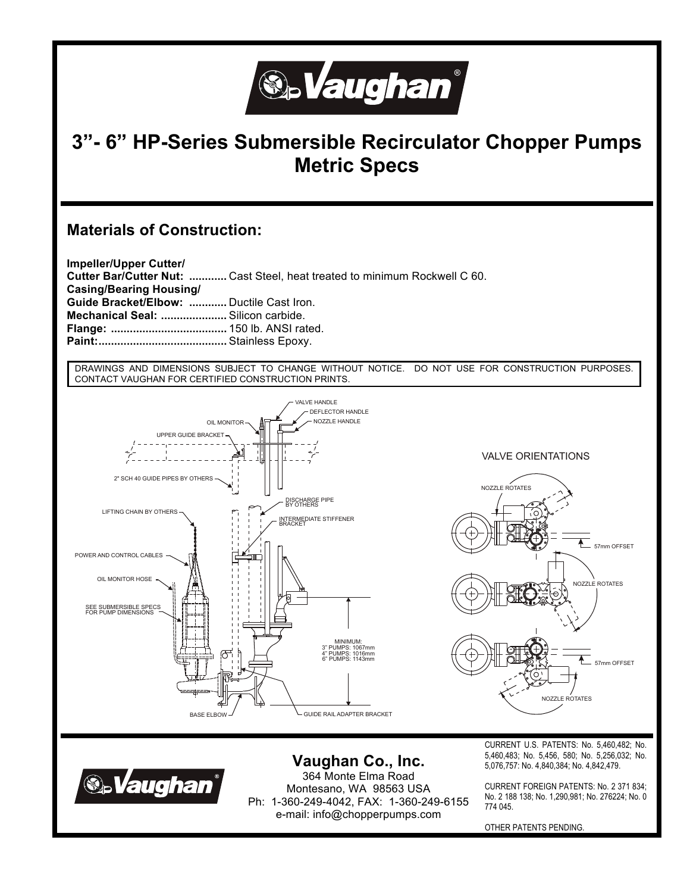# 3"- 6" HP-Series Submersible Recirculator Chopper Pumps Metric Specs

## Materials of Construction:

**Impeller/Upper Cutter/**
**Cutter Bar/Cutter Nut:** ............ Cast Steel, heat treated to minimum Rockwell C 60.
**Casing/Bearing Housing/**
**Guide Bracket/Elbow:** ............ Ductile Cast Iron.
**Mechanical Seal:** ..................... Silicon carbide.
**Flange:** ..................................... 150 lb. ANSI rated.
**Paint:**......................................... Stainless Epoxy.

DRAWINGS AND DIMENSIONS SUBJECT TO CHANGE WITHOUT NOTICE. DO NOT USE FOR CONSTRUCTION PURPOSES. CONTACT VAUGHAN FOR CERTIFIED CONSTRUCTION PRINTS.

VALVE HANDLE
DEFLECTOR HANDLE
NOZZLE HANDLE
OIL MONITOR
UPPER GUIDE BRACKET
2" SCH 40 GUIDE PIPES BY OTHERS
DISCHARGE PIPE BY OTHERS
LIFTING CHAIN BY OTHERS
INTERMEDIATE STIFFENER BRACKET
POWER AND CONTROL CABLES
OIL MONITOR HOSE
SEE SUBMERSIBLE SPECS FOR PUMP DIMENSIONS
MINIMUM:
3" PUMPS: 1067mm
4" PUMPS: 1016mm
6" PUMPS: 1143mm
BASE ELBOW
GUIDE RAIL ADAPTER BRACKET

VALVE ORIENTATIONS

NOZZLE ROTATES
57mm OFFSET
NOZZLE ROTATES
57mm OFFSET
NOZZLE ROTATES

## Vaughan Co., Inc.

364 Monte Elma Road
Montesano, WA 98563 USA
Ph: 1-360-249-4042, FAX: 1-360-249-6155
e-mail: info@chopperpumps.com

CURRENT U.S. PATENTS: No. 5,460,482; No. 5,460,483; No. 5,456, 580; No. 5,256,032; No. 5,076,757: No. 4,840,384; No. 4,842,479.

CURRENT FOREIGN PATENTS: No. 2 371 834; No. 2 188 138; No. 1,290,981; No. 276224; No. 0 774 045.

OTHER PATENTS PENDING.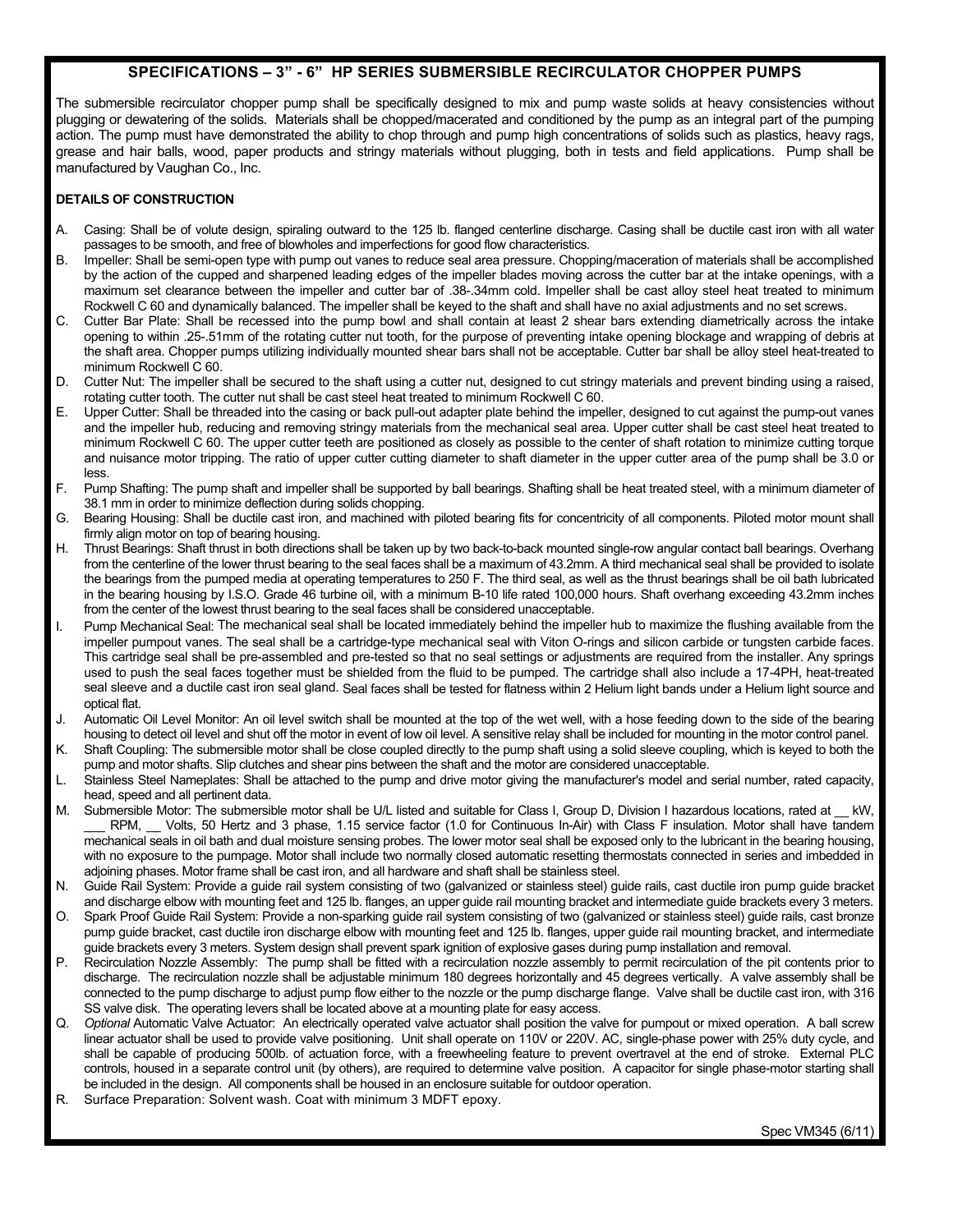## SPECIFICATIONS – 3" - 6" HP SERIES SUBMERSIBLE RECIRCULATOR CHOPPER PUMPS

The submersible recirculator chopper pump shall be specifically designed to mix and pump waste solids at heavy consistencies without plugging or dewatering of the solids. Materials shall be chopped/macerated and conditioned by the pump as an integral part of the pumping action. The pump must have demonstrated the ability to chop through and pump high concentrations of solids such as plastics, heavy rags, grease and hair balls, wood, paper products and stringy materials without plugging, both in tests and field applications. Pump shall be manufactured by Vaughan Co., Inc.

### DETAILS OF CONSTRUCTION

A. Casing: Shall be of volute design, spiraling outward to the 125 lb. flanged centerline discharge. Casing shall be ductile cast iron with all water passages to be smooth, and free of blowholes and imperfections for good flow characteristics.

B. Impeller: Shall be semi-open type with pump out vanes to reduce seal area pressure. Chopping/maceration of materials shall be accomplished by the action of the cupped and sharpened leading edges of the impeller blades moving across the cutter bar at the intake openings, with a maximum set clearance between the impeller and cutter bar of .38-.34mm cold. Impeller shall be cast alloy steel heat treated to minimum Rockwell C 60 and dynamically balanced. The impeller shall be keyed to the shaft and shall have no axial adjustments and no set screws.

C. Cutter Bar Plate: Shall be recessed into the pump bowl and shall contain at least 2 shear bars extending diametrically across the intake opening to within .25-.51mm of the rotating cutter nut tooth, for the purpose of preventing intake opening blockage and wrapping of debris at the shaft area. Chopper pumps utilizing individually mounted shear bars shall not be acceptable. Cutter bar shall be alloy steel heat-treated to minimum Rockwell C 60.

D. Cutter Nut: The impeller shall be secured to the shaft using a cutter nut, designed to cut stringy materials and prevent binding using a raised, rotating cutter tooth. The cutter nut shall be cast steel heat treated to minimum Rockwell C 60.

E. Upper Cutter: Shall be threaded into the casing or back pull-out adapter plate behind the impeller, designed to cut against the pump-out vanes and the impeller hub, reducing and removing stringy materials from the mechanical seal area. Upper cutter shall be cast steel heat treated to minimum Rockwell C 60. The upper cutter teeth are positioned as closely as possible to the center of shaft rotation to minimize cutting torque and nuisance motor tripping. The ratio of upper cutter cutting diameter to shaft diameter in the upper cutter area of the pump shall be 3.0 or less.

F. Pump Shafting: The pump shaft and impeller shall be supported by ball bearings. Shafting shall be heat treated steel, with a minimum diameter of 38.1 mm in order to minimize deflection during solids chopping.

G. Bearing Housing: Shall be ductile cast iron, and machined with piloted bearing fits for concentricity of all components. Piloted motor mount shall firmly align motor on top of bearing housing.

H. Thrust Bearings: Shaft thrust in both directions shall be taken up by two back-to-back mounted single-row angular contact ball bearings. Overhang from the centerline of the lower thrust bearing to the seal faces shall be a maximum of 43.2mm. A third mechanical seal shall be provided to isolate the bearings from the pumped media at operating temperatures to 250 F. The third seal, as well as the thrust bearings shall be oil bath lubricated in the bearing housing by I.S.O. Grade 46 turbine oil, with a minimum B-10 life rated 100,000 hours. Shaft overhang exceeding 43.2mm inches from the center of the lowest thrust bearing to the seal faces shall be considered unacceptable.

I. Pump Mechanical Seal: The mechanical seal shall be located immediately behind the impeller hub to maximize the flushing available from the impeller pumpout vanes. The seal shall be a cartridge-type mechanical seal with Viton O-rings and silicon carbide or tungsten carbide faces. This cartridge seal shall be pre-assembled and pre-tested so that no seal settings or adjustments are required from the installer. Any springs used to push the seal faces together must be shielded from the fluid to be pumped. The cartridge shall also include a 17-4PH, heat-treated seal sleeve and a ductile cast iron seal gland. Seal faces shall be tested for flatness within 2 Helium light bands under a Helium light source and optical flat.

J. Automatic Oil Level Monitor: An oil level switch shall be mounted at the top of the wet well, with a hose feeding down to the side of the bearing housing to detect oil level and shut off the motor in event of low oil level. A sensitive relay shall be included for mounting in the motor control panel.

K. Shaft Coupling: The submersible motor shall be close coupled directly to the pump shaft using a solid sleeve coupling, which is keyed to both the pump and motor shafts. Slip clutches and shear pins between the shaft and the motor are considered unacceptable.

L. Stainless Steel Nameplates: Shall be attached to the pump and drive motor giving the manufacturer's model and serial number, rated capacity, head, speed and all pertinent data.

M. Submersible Motor: The submersible motor shall be U/L listed and suitable for Class I, Group D, Division I hazardous locations, rated at __ kW, ___ RPM, __ Volts, 50 Hertz and 3 phase, 1.15 service factor (1.0 for Continuous In-Air) with Class F insulation. Motor shall have tandem mechanical seals in oil bath and dual moisture sensing probes. The lower motor seal shall be exposed only to the lubricant in the bearing housing, with no exposure to the pumpage. Motor shall include two normally closed automatic resetting thermostats connected in series and imbedded in adjoining phases. Motor frame shall be cast iron, and all hardware and shaft shall be stainless steel.

N. Guide Rail System: Provide a guide rail system consisting of two (galvanized or stainless steel) guide rails, cast ductile iron pump guide bracket and discharge elbow with mounting feet and 125 lb. flanges, an upper guide rail mounting bracket and intermediate guide brackets every 3 meters.

O. Spark Proof Guide Rail System: Provide a non-sparking guide rail system consisting of two (galvanized or stainless steel) guide rails, cast bronze pump guide bracket, cast ductile iron discharge elbow with mounting feet and 125 lb. flanges, upper guide rail mounting bracket, and intermediate guide brackets every 3 meters. System design shall prevent spark ignition of explosive gases during pump installation and removal.

P. Recirculation Nozzle Assembly: The pump shall be fitted with a recirculation nozzle assembly to permit recirculation of the pit contents prior to discharge. The recirculation nozzle shall be adjustable minimum 180 degrees horizontally and 45 degrees vertically. A valve assembly shall be connected to the pump discharge to adjust pump flow either to the nozzle or the pump discharge flange. Valve shall be ductile cast iron, with 316 SS valve disk. The operating levers shall be located above at a mounting plate for easy access.

Q. *Optional* Automatic Valve Actuator: An electrically operated valve actuator shall position the valve for pumpout or mixed operation. A ball screw linear actuator shall be used to provide valve positioning. Unit shall operate on 110V or 220V. AC, single-phase power with 25% duty cycle, and shall be capable of producing 500lb. of actuation force, with a freewheeling feature to prevent overtravel at the end of stroke. External PLC controls, housed in a separate control unit (by others), are required to determine valve position. A capacitor for single phase-motor starting shall be included in the design. All components shall be housed in an enclosure suitable for outdoor operation.

R. Surface Preparation: Solvent wash. Coat with minimum 3 MDFT epoxy.

Spec VM345 (6/11)